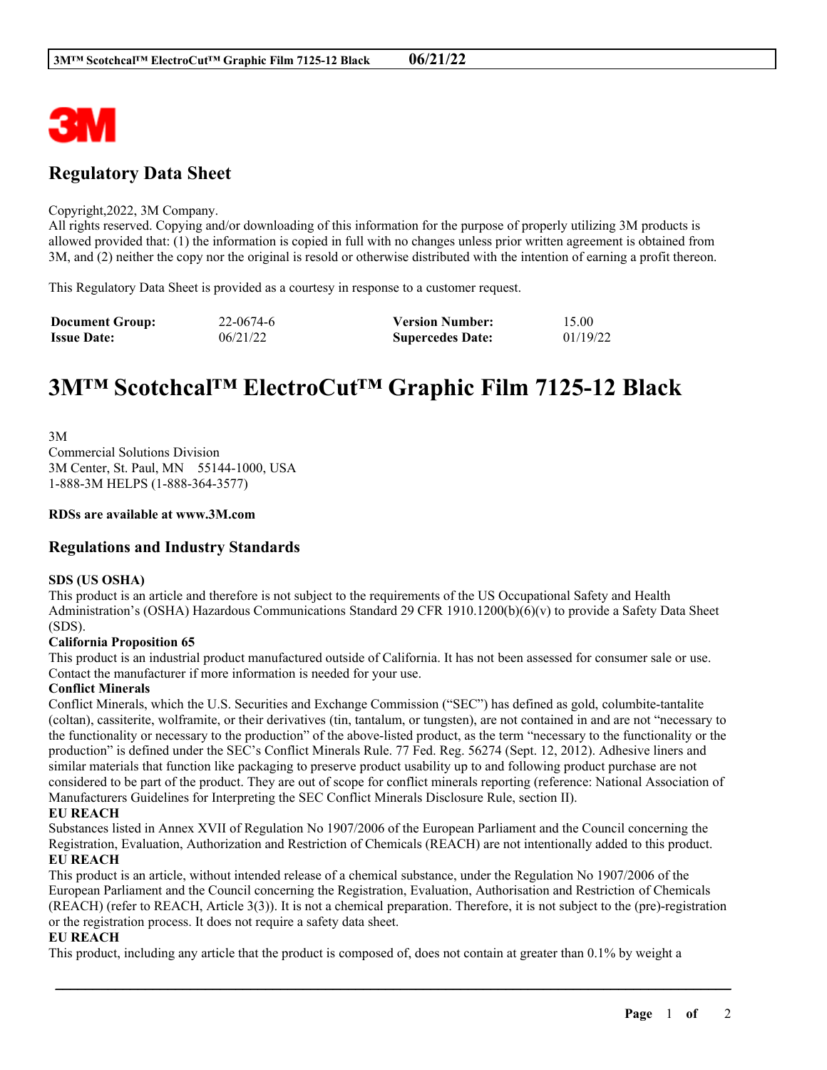## Regulatory Data Sheet

Copyright,2022, 3M Company.
All rights reserved. Copying and/or downloading of this information for the purpose of properly utilizing 3M products is allowed provided that: (1) the information is copied in full with no changes unless prior written agreement is obtained from 3M, and (2) neither the copy nor the original is resold or otherwise distributed with the intention of earning a profit thereon.

This Regulatory Data Sheet is provided as a courtesy in response to a customer request.

| **Document Group:** | 22-0674-6 | **Version Number:** | 15.00 |
|---|---|---|---|
| **Issue Date:** | 06/21/22 | **Supercedes Date:** | 01/19/22 |

# 3M™ Scotchcal™ ElectroCut™ Graphic Film 7125-12 Black

3M
Commercial Solutions Division
3M Center, St. Paul, MN 55144-1000, USA
1-888-3M HELPS (1-888-364-3577)

**RDSs are available at www.3M.com**

## Regulations and Industry Standards

**SDS (US OSHA)**
This product is an article and therefore is not subject to the requirements of the US Occupational Safety and Health Administration's (OSHA) Hazardous Communications Standard 29 CFR 1910.1200(b)(6)(v) to provide a Safety Data Sheet (SDS).

**California Proposition 65**
This product is an industrial product manufactured outside of California. It has not been assessed for consumer sale or use. Contact the manufacturer if more information is needed for your use.

**Conflict Minerals**
Conflict Minerals, which the U.S. Securities and Exchange Commission ("SEC") has defined as gold, columbite-tantalite (coltan), cassiterite, wolframite, or their derivatives (tin, tantalum, or tungsten), are not contained in and are not "necessary to the functionality or necessary to the production" of the above-listed product, as the term "necessary to the functionality or the production" is defined under the SEC's Conflict Minerals Rule. 77 Fed. Reg. 56274 (Sept. 12, 2012). Adhesive liners and similar materials that function like packaging to preserve product usability up to and following product purchase are not considered to be part of the product. They are out of scope for conflict minerals reporting (reference: National Association of Manufacturers Guidelines for Interpreting the SEC Conflict Minerals Disclosure Rule, section II).

**EU REACH**
Substances listed in Annex XVII of Regulation No 1907/2006 of the European Parliament and the Council concerning the Registration, Evaluation, Authorization and Restriction of Chemicals (REACH) are not intentionally added to this product.

**EU REACH**
This product is an article, without intended release of a chemical substance, under the Regulation No 1907/2006 of the European Parliament and the Council concerning the Registration, Evaluation, Authorisation and Restriction of Chemicals (REACH) (refer to REACH, Article 3(3)). It is not a chemical preparation. Therefore, it is not subject to the (pre)-registration or the registration process. It does not require a safety data sheet.

**EU REACH**
This product, including any article that the product is composed of, does not contain at greater than 0.1% by weight a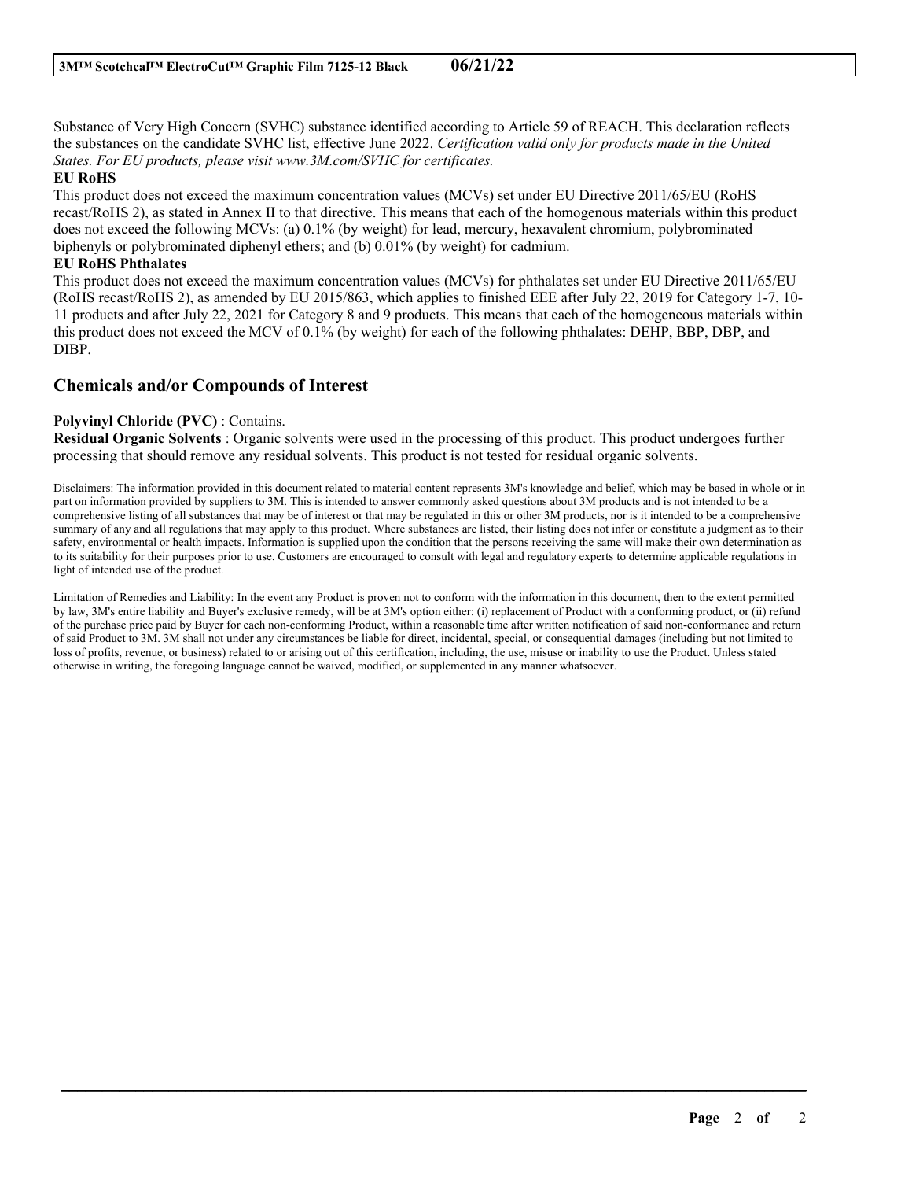Substance of Very High Concern (SVHC) substance identified according to Article 59 of REACH. This declaration reflects the substances on the candidate SVHC list, effective June 2022. *Certification valid only for products made in the United States. For EU products, please visit www.3M.com/SVHC for certificates.*

**EU RoHS**

This product does not exceed the maximum concentration values (MCVs) set under EU Directive 2011/65/EU (RoHS recast/RoHS 2), as stated in Annex II to that directive. This means that each of the homogenous materials within this product does not exceed the following MCVs: (a) 0.1% (by weight) for lead, mercury, hexavalent chromium, polybrominated biphenyls or polybrominated diphenyl ethers; and (b) 0.01% (by weight) for cadmium.

**EU RoHS Phthalates**

This product does not exceed the maximum concentration values (MCVs) for phthalates set under EU Directive 2011/65/EU (RoHS recast/RoHS 2), as amended by EU 2015/863, which applies to finished EEE after July 22, 2019 for Category 1-7, 10-11 products and after July 22, 2021 for Category 8 and 9 products. This means that each of the homogeneous materials within this product does not exceed the MCV of 0.1% (by weight) for each of the following phthalates: DEHP, BBP, DBP, and DIBP.

## Chemicals and/or Compounds of Interest

**Polyvinyl Chloride (PVC)** : Contains.

**Residual Organic Solvents** : Organic solvents were used in the processing of this product. This product undergoes further processing that should remove any residual solvents. This product is not tested for residual organic solvents.

Disclaimers: The information provided in this document related to material content represents 3M's knowledge and belief, which may be based in whole or in part on information provided by suppliers to 3M. This is intended to answer commonly asked questions about 3M products and is not intended to be a comprehensive listing of all substances that may be of interest or that may be regulated in this or other 3M products, nor is it intended to be a comprehensive summary of any and all regulations that may apply to this product. Where substances are listed, their listing does not infer or constitute a judgment as to their safety, environmental or health impacts. Information is supplied upon the condition that the persons receiving the same will make their own determination as to its suitability for their purposes prior to use. Customers are encouraged to consult with legal and regulatory experts to determine applicable regulations in light of intended use of the product.

Limitation of Remedies and Liability: In the event any Product is proven not to conform with the information in this document, then to the extent permitted by law, 3M's entire liability and Buyer's exclusive remedy, will be at 3M's option either: (i) replacement of Product with a conforming product, or (ii) refund of the purchase price paid by Buyer for each non-conforming Product, within a reasonable time after written notification of said non-conformance and return of said Product to 3M. 3M shall not under any circumstances be liable for direct, incidental, special, or consequential damages (including but not limited to loss of profits, revenue, or business) related to or arising out of this certification, including, the use, misuse or inability to use the Product. Unless stated otherwise in writing, the foregoing language cannot be waived, modified, or supplemented in any manner whatsoever.